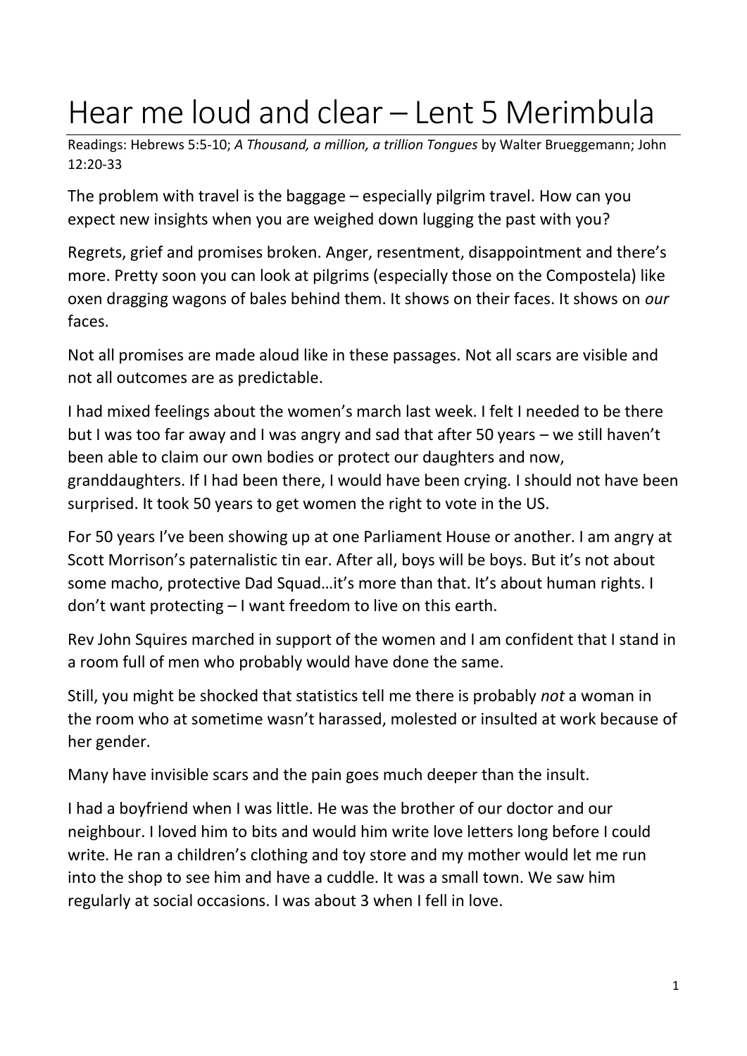# Hear me loud and clear – Lent 5 Merimbula

Readings: Hebrews 5:5-10; *A Thousand, a million, a trillion Tongues* by Walter Brueggemann; John 12:20-33

The problem with travel is the baggage – especially pilgrim travel. How can you expect new insights when you are weighed down lugging the past with you?

Regrets, grief and promises broken. Anger, resentment, disappointment and there's more. Pretty soon you can look at pilgrims (especially those on the Compostela) like oxen dragging wagons of bales behind them. It shows on their faces. It shows on *our* faces.

Not all promises are made aloud like in these passages. Not all scars are visible and not all outcomes are as predictable.

I had mixed feelings about the women's march last week. I felt I needed to be there but I was too far away and I was angry and sad that after 50 years – we still haven't been able to claim our own bodies or protect our daughters and now, granddaughters. If I had been there, I would have been crying. I should not have been surprised. It took 50 years to get women the right to vote in the US.

For 50 years I've been showing up at one Parliament House or another. I am angry at Scott Morrison's paternalistic tin ear. After all, boys will be boys. But it's not about some macho, protective Dad Squad…it's more than that. It's about human rights. I don't want protecting – I want freedom to live on this earth.

Rev John Squires marched in support of the women and I am confident that I stand in a room full of men who probably would have done the same.

Still, you might be shocked that statistics tell me there is probably *not* a woman in the room who at sometime wasn't harassed, molested or insulted at work because of her gender.

Many have invisible scars and the pain goes much deeper than the insult.

I had a boyfriend when I was little. He was the brother of our doctor and our neighbour. I loved him to bits and would him write love letters long before I could write. He ran a children's clothing and toy store and my mother would let me run into the shop to see him and have a cuddle. It was a small town. We saw him regularly at social occasions. I was about 3 when I fell in love.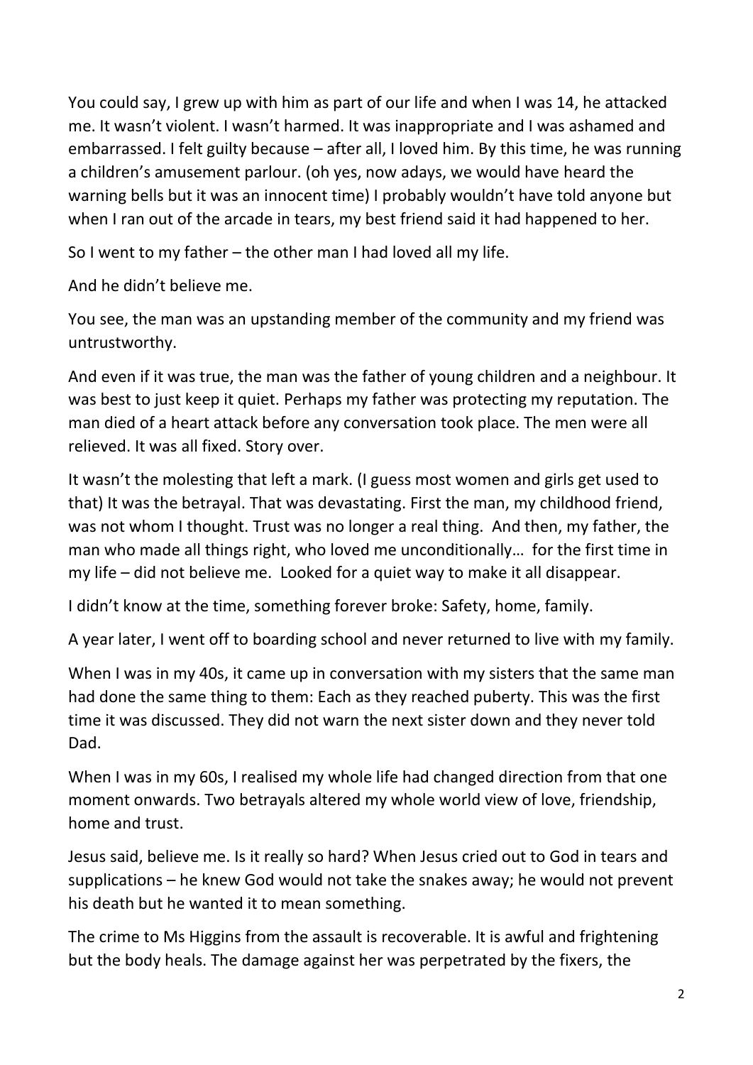You could say, I grew up with him as part of our life and when I was 14, he attacked me. It wasn't violent. I wasn't harmed. It was inappropriate and I was ashamed and embarrassed. I felt guilty because – after all, I loved him. By this time, he was running a children's amusement parlour. (oh yes, now adays, we would have heard the warning bells but it was an innocent time) I probably wouldn't have told anyone but when I ran out of the arcade in tears, my best friend said it had happened to her.

So I went to my father – the other man I had loved all my life.

And he didn't believe me.

You see, the man was an upstanding member of the community and my friend was untrustworthy.

And even if it was true, the man was the father of young children and a neighbour. It was best to just keep it quiet. Perhaps my father was protecting my reputation. The man died of a heart attack before any conversation took place. The men were all relieved. It was all fixed. Story over.

It wasn't the molesting that left a mark. (I guess most women and girls get used to that) It was the betrayal. That was devastating. First the man, my childhood friend, was not whom I thought. Trust was no longer a real thing. And then, my father, the man who made all things right, who loved me unconditionally… for the first time in my life – did not believe me. Looked for a quiet way to make it all disappear.

I didn't know at the time, something forever broke: Safety, home, family.

A year later, I went off to boarding school and never returned to live with my family.

When I was in my 40s, it came up in conversation with my sisters that the same man had done the same thing to them: Each as they reached puberty. This was the first time it was discussed. They did not warn the next sister down and they never told Dad.

When I was in my 60s, I realised my whole life had changed direction from that one moment onwards. Two betrayals altered my whole world view of love, friendship, home and trust.

Jesus said, believe me. Is it really so hard? When Jesus cried out to God in tears and supplications – he knew God would not take the snakes away; he would not prevent his death but he wanted it to mean something.

The crime to Ms Higgins from the assault is recoverable. It is awful and frightening but the body heals. The damage against her was perpetrated by the fixers, the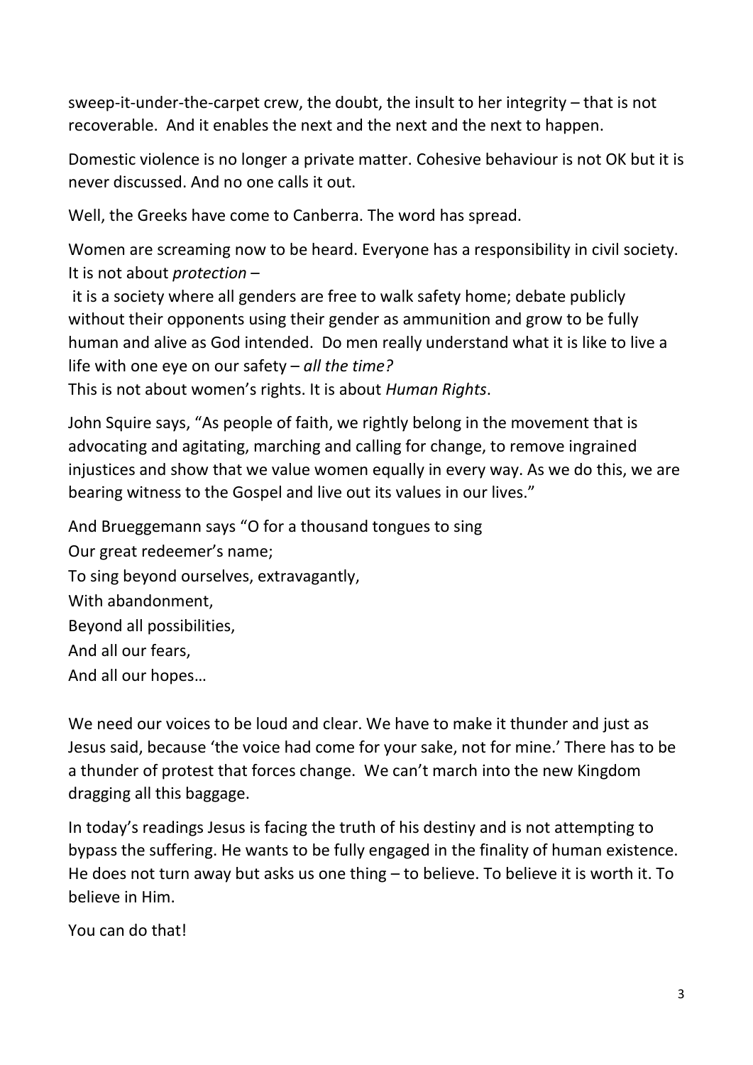sweep-it-under-the-carpet crew, the doubt, the insult to her integrity – that is not recoverable.  And it enables the next and the next and the next to happen.

Domestic violence is no longer a private matter. Cohesive behaviour is not OK but it is never discussed. And no one calls it out.

Well, the Greeks have come to Canberra. The word has spread.

Women are screaming now to be heard. Everyone has a responsibility in civil society. It is not about *protection* –
 it is a society where all genders are free to walk safety home; debate publicly without their opponents using their gender as ammunition and grow to be fully human and alive as God intended.  Do men really understand what it is like to live a life with one eye on our safety – *all the time?*
This is not about women's rights. It is about *Human Rights*.

John Squire says, "As people of faith, we rightly belong in the movement that is advocating and agitating, marching and calling for change, to remove ingrained injustices and show that we value women equally in every way. As we do this, we are bearing witness to the Gospel and live out its values in our lives."

And Brueggemann says "O for a thousand tongues to sing
Our great redeemer's name;
To sing beyond ourselves, extravagantly,
With abandonment,
Beyond all possibilities,
And all our fears,
And all our hopes…

We need our voices to be loud and clear. We have to make it thunder and just as Jesus said, because 'the voice had come for your sake, not for mine.' There has to be a thunder of protest that forces change.  We can't march into the new Kingdom dragging all this baggage.

In today's readings Jesus is facing the truth of his destiny and is not attempting to bypass the suffering. He wants to be fully engaged in the finality of human existence. He does not turn away but asks us one thing – to believe. To believe it is worth it. To believe in Him.

You can do that!